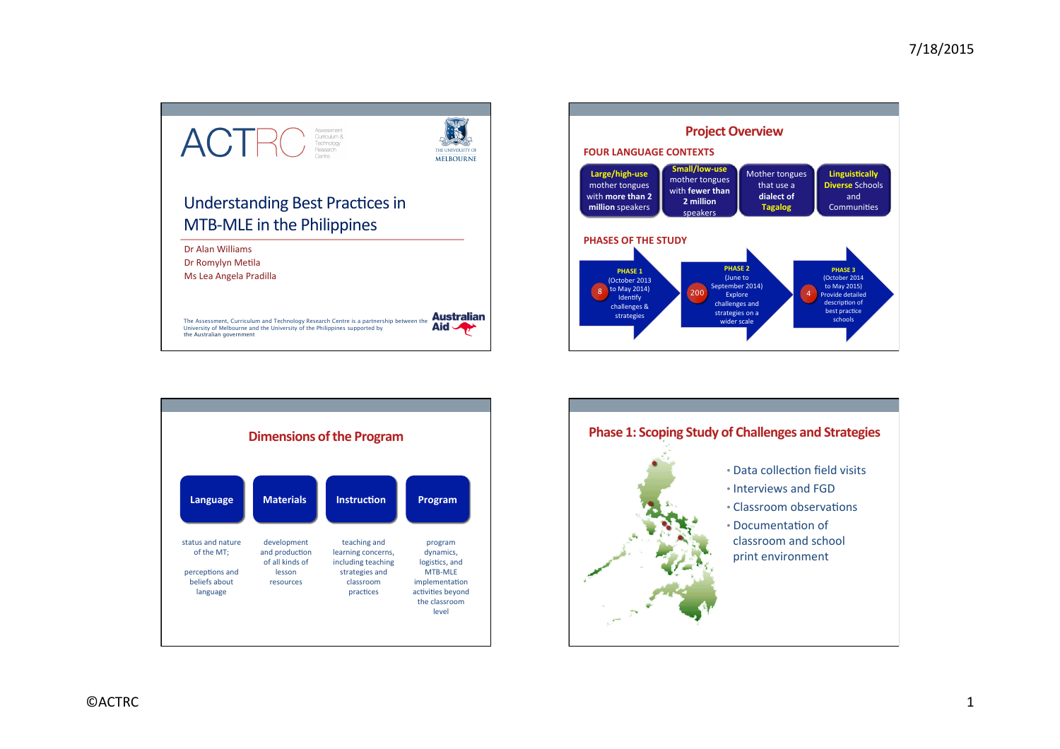## ACTRC

Assessment Curriculum & Technology Research Centre

THE UNIVERSITY OF MELBOURNE

# Understanding Best Practices in MTB-MLE in the Philippines

Dr Alan Williams
Dr Romylyn Metila
Ms Lea Angela Pradilla

The Assessment, Curriculum and Technology Research Centre is a partnership between the University of Melbourne and the University of the Philippines supported by the Australian government

Australian Aid

## Project Overview

### FOUR LANGUAGE CONTEXTS

- **Large/high-use** mother tongues with **more than 2 million** speakers
- **Small/low-use** mother tongues with **fewer than 2 million** speakers
- Mother tongues that use a **dialect of Tagalog**
- **Linguistically Diverse** Schools and Communities

### PHASES OF THE STUDY

- **PHASE 1** (October 2013 to May 2014) Identify challenges & strategies — 8
- **PHASE 2** (June to September 2014) Explore challenges and strategies on a wider scale — 200
- **PHASE 3** (October 2014 to May 2015) Provide detailed description of best practice schools — 4

## Dimensions of the Program

| Language | Materials | Instruction | Program |
|---|---|---|---|
| status and nature of the MT; perceptions and beliefs about language | development and production of all kinds of lesson resources | teaching and learning concerns, including teaching strategies and classroom practices | program dynamics, logistics, and MTB-MLE implementation activities beyond the classroom level |

## Phase 1: Scoping Study of Challenges and Strategies

- Data collection field visits
- Interviews and FGD
- Classroom observations
- Documentation of classroom and school print environment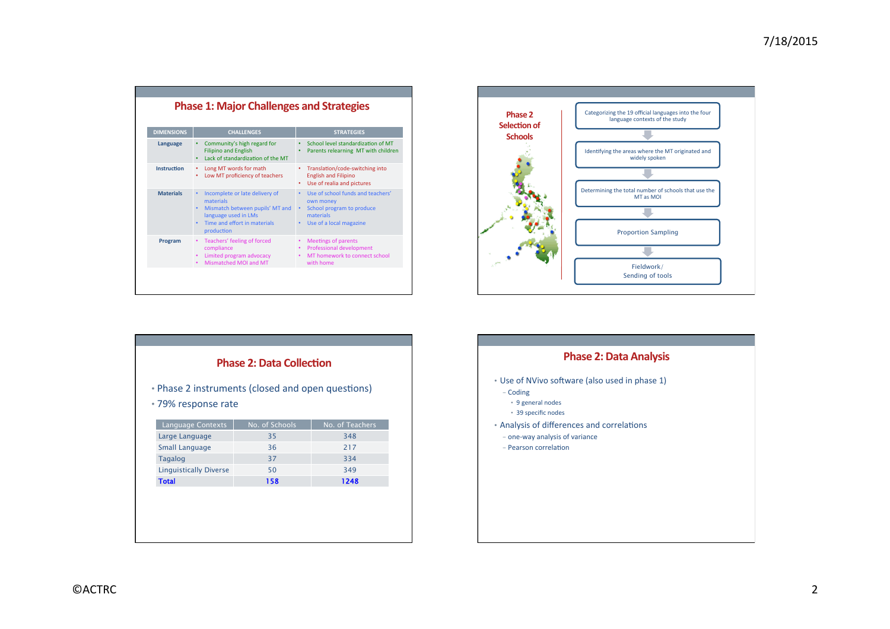## Phase 1: Major Challenges and Strategies

| DIMENSIONS | CHALLENGES | STRATEGIES |
| --- | --- | --- |
| Language | • Community's high regard for Filipino and English<br>• Lack of standardization of the MT | • School level standardization of MT<br>• Parents relearning MT with children |
| Instruction | • Long MT words for math<br>• Low MT proficiency of teachers | • Translation/code-switching into English and Filipino<br>• Use of realia and pictures |
| Materials | • Incomplete or late delivery of materials<br>• Mismatch between pupils' MT and language used in LMs<br>• Time and effort in materials production | • Use of school funds and teachers' own money<br>• School program to produce materials<br>• Use of a local magazine |
| Program | • Teachers' feeling of forced compliance<br>• Limited program advocacy<br>• Mismatched MOI and MT | • Meetings of parents<br>• Professional development<br>• MT homework to connect school with home |

## Phase 2 Selection of Schools

1. Categorizing the 19 official languages into the four language contexts of the study
2. Identifying the areas where the MT originated and widely spoken
3. Determining the total number of schools that use the MT as MOI
4. Proportion Sampling
5. Fieldwork/ Sending of tools

## Phase 2: Data Collection

- Phase 2 instruments (closed and open questions)
- 79% response rate

| Language Contexts | No. of Schools | No. of Teachers |
| --- | --- | --- |
| Large Language | 35 | 348 |
| Small Language | 36 | 217 |
| Tagalog | 37 | 334 |
| Linguistically Diverse | 50 | 349 |
| **Total** | **158** | **1248** |

## Phase 2: Data Analysis

- Use of NVivo software (also used in phase 1)
  - Coding
    - 9 general nodes
    - 39 specific nodes
- Analysis of differences and correlations
  - one-way analysis of variance
  - Pearson correlation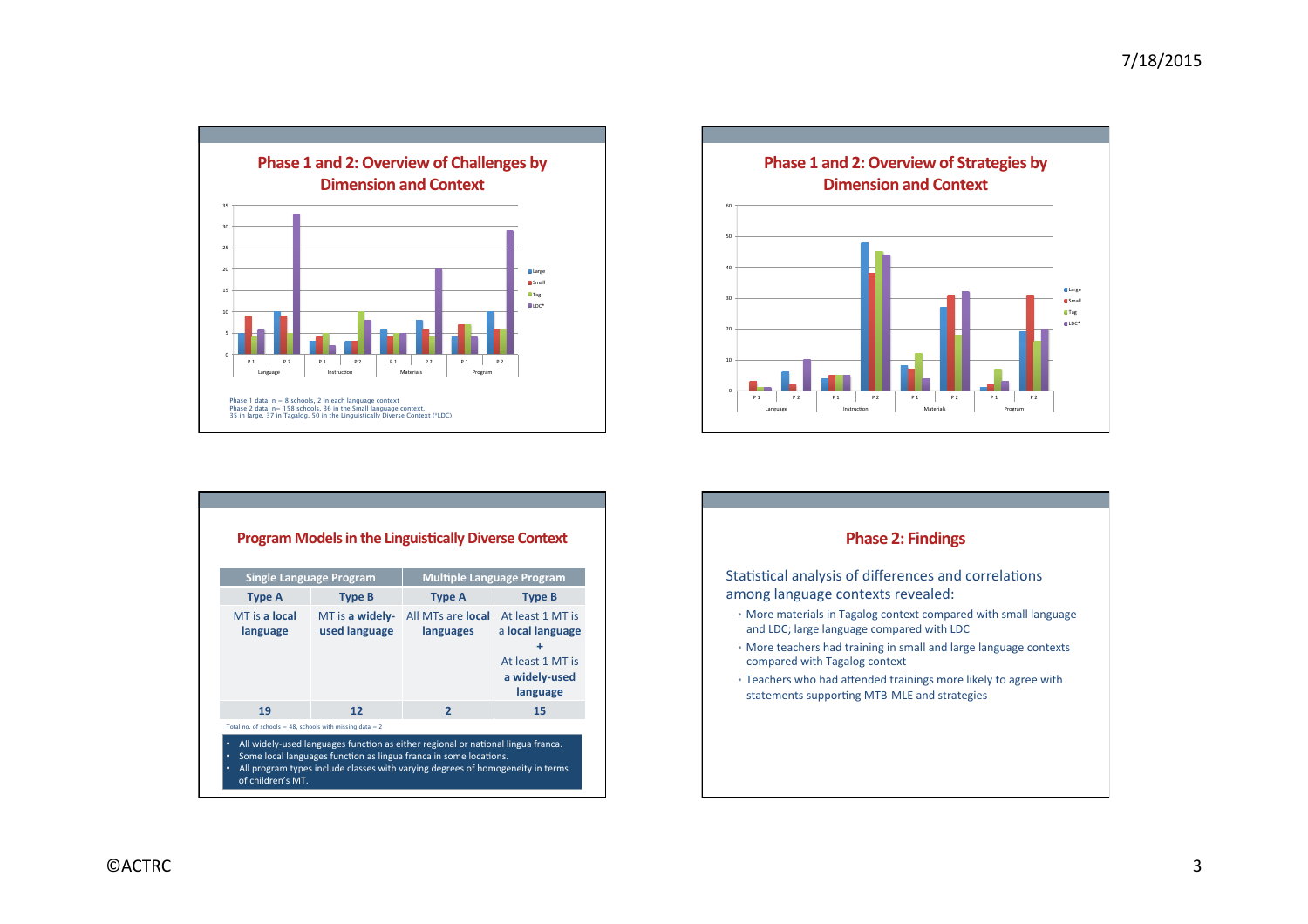## Phase 1 and 2: Overview of Challenges by Dimension and Context

Phase 1 data: n = 8 schools, 2 in each language context
Phase 2 data: n= 158 schools, 36 in the Small language context, 35 in large, 37 in Tagalog, 50 in the Linguistically Diverse Context (*LDC)

## Phase 1 and 2: Overview of Strategies by Dimension and Context

## Program Models in the Linguistically Diverse Context

| Single Language Program | | Multiple Language Program | |
|---|---|---|---|
| Type A | Type B | Type A | Type B |
| MT is a **local language** | MT is **a widely-used language** | All MTs are **local languages** | At least 1 MT is a **local language** + At least 1 MT is **a widely-used language** |
| 19 | 12 | 2 | 15 |

Total no. of schools = 48, schools with missing data = 2

- All widely-used languages function as either regional or national lingua franca.
- Some local languages function as lingua franca in some locations.
- All program types include classes with varying degrees of homogeneity in terms of children's MT.

## Phase 2: Findings

Statistical analysis of differences and correlations among language contexts revealed:

- More materials in Tagalog context compared with small language and LDC; large language compared with LDC
- More teachers had training in small and large language contexts compared with Tagalog context
- Teachers who had attended trainings more likely to agree with statements supporting MTB-MLE and strategies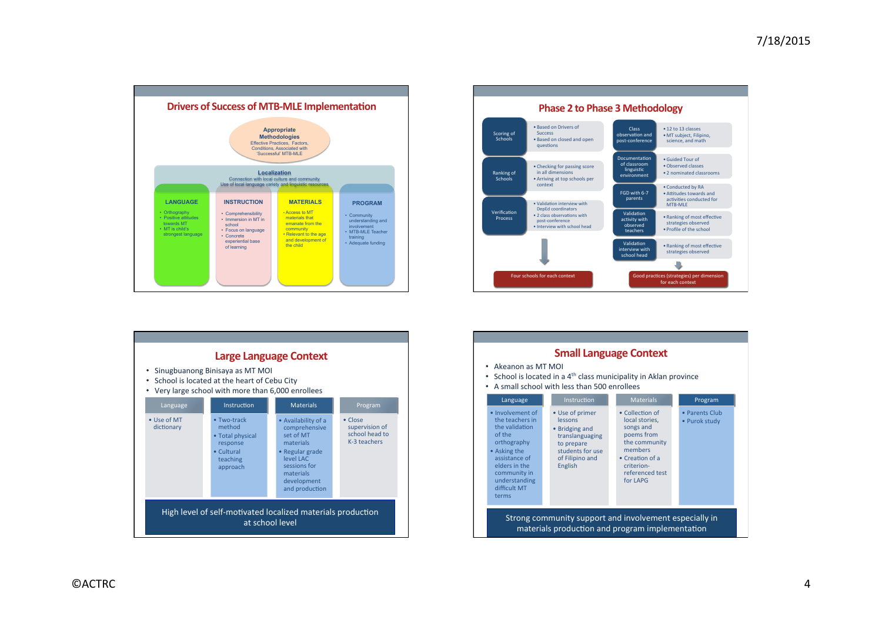## Drivers of Success of MTB-MLE Implementation

**Appropriate Methodologies**
Effective Practices, Factors, Conditions, Associated with 'Successful' MTB-MLE

**Localization**
Connection with local culture and community
Use of local language variety and linguistic resources

**LANGUAGE**
- Orthography
- Positive attitudes towards MT
- MT is child's strongest language

**INSTRUCTION**
- Comprehensibility
- Immersion in MT in school
- Focus on language
- Concrete experiential base of learning

**MATERIALS**
- Access to MT materials that emanate from the community
- Relevant to the age and development of the child

**PROGRAM**
- Community understanding and involvement
- MTB-MLE Teacher training
- Adequate funding

## Phase 2 to Phase 3 Methodology

| Step | Details |
|---|---|
| Scoring of Schools | • Based on Drivers of Success • Based on closed and open questions |
| Ranking of Schools | • Checking for passing score in all dimensions • Arriving at top schools per context |
| Verification Process | • Validation interview with DepEd coordinators • 2 class observations with post-conference • Interview with school head |

→ Four schools for each context

| Step | Details |
|---|---|
| Class observation and post-conference | • 12 to 13 classes • MT subject, Filipino, science, and math |
| Documentation of classroom linguistic environment | • Guided Tour of • Observed classes • 2 nominated classrooms |
| FGD with 6-7 parents | • Conducted by RA • Attitudes towards and activities conducted for MTB-MLE |
| Validation activity with observed teachers | • Ranking of most effective strategies observed • Profile of the school |
| Validation interview with school head | • Ranking of most effective strategies observed |

→ Good practices (strategies) per dimension for each context

## Large Language Context

- Sinugbuanong Binisaya as MT MOI
- School is located at the heart of Cebu City
- Very large school with more than 6,000 enrollees

| Language | Instruction | Materials | Program |
|---|---|---|---|
| • Use of MT dictionary | • Two-track method • Total physical response • Cultural teaching approach | • Availability of a comprehensive set of MT materials • Regular grade level LAC sessions for materials development and production | • Close supervision of school head to K-3 teachers |

High level of self-motivated localized materials production at school level

## Small Language Context

- Akeanon as MT MOI
- School is located in a 4th class municipality in Aklan province
- A small school with less than 500 enrollees

| Language | Instruction | Materials | Program |
|---|---|---|---|
| • Involvement of the teachers in the validation of the orthography • Asking the assistance of elders in the community in understanding difficult MT terms | • Use of primer lessons • Bridging and translanguaging to prepare students for use of Filipino and English | • Collection of local stories, songs and poems from the community members • Creation of a criterion-referenced test for LAPG | • Parents Club • Purok study |

Strong community support and involvement especially in materials production and program implementation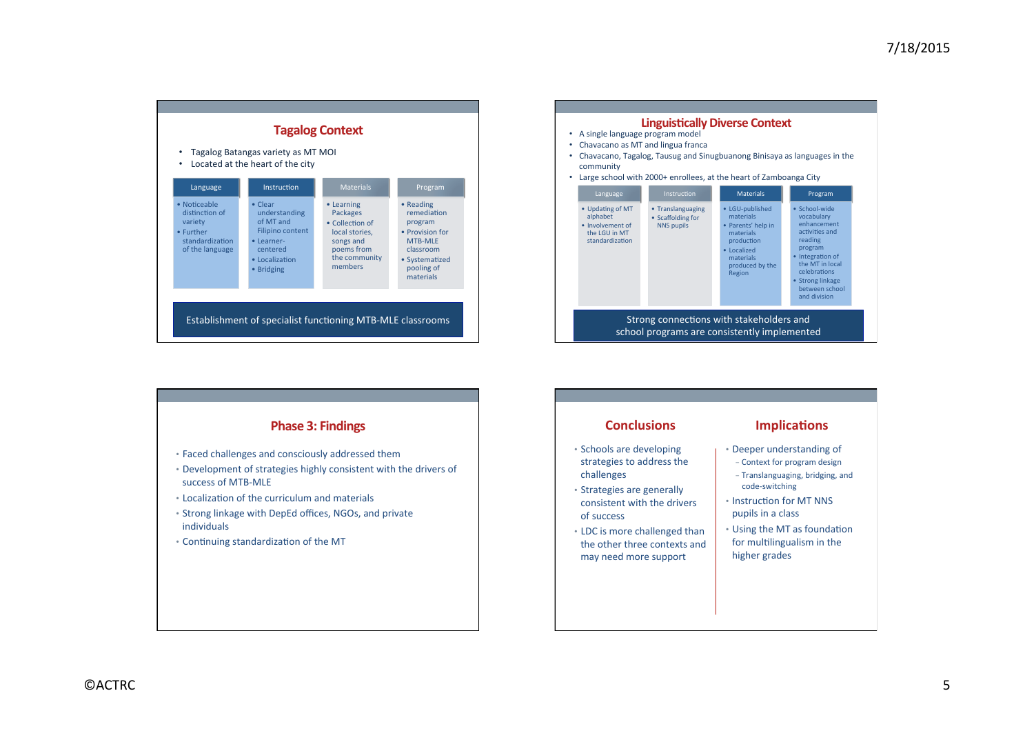## Tagalog Context

- Tagalog Batangas variety as MT MOI
- Located at the heart of the city

| Language | Instruction | Materials | Program |
|---|---|---|---|
| • Noticeable distinction of variety<br>• Further standardization of the language | • Clear understanding of MT and Filipino content<br>• Learner-centered<br>• Localization<br>• Bridging | • Learning Packages<br>• Collection of local stories, songs and poems from the community members | • Reading remediation program<br>• Provision for MTB-MLE classroom<br>• Systematized pooling of materials |

Establishment of specialist functioning MTB-MLE classrooms

## Linguistically Diverse Context

- A single language program model
- Chavacano as MT and lingua franca
- Chavacano, Tagalog, Tausug and Sinugbuanong Binisaya as languages in the community
- Large school with 2000+ enrollees, at the heart of Zamboanga City

| Language | Instruction | Materials | Program |
|---|---|---|---|
| • Updating of MT alphabet<br>• Involvement of the LGU in MT standardization | • Translanguaging<br>• Scaffolding for NNS pupils | • LGU-published materials<br>• Parents' help in materials production<br>• Localized materials produced by the Region | • School-wide vocabulary enhancement activities and reading program<br>• Integration of the MT in local celebrations<br>• Strong linkage between school and division |

Strong connections with stakeholders and school programs are consistently implemented

## Phase 3: Findings

- Faced challenges and consciously addressed them
- Development of strategies highly consistent with the drivers of success of MTB-MLE
- Localization of the curriculum and materials
- Strong linkage with DepEd offices, NGOs, and private individuals
- Continuing standardization of the MT

## Conclusions

- Schools are developing strategies to address the challenges
- Strategies are generally consistent with the drivers of success
- LDC is more challenged than the other three contexts and may need more support

## Implications

- Deeper understanding of
  - Context for program design
  - Translanguaging, bridging, and code-switching
- Instruction for MT NNS pupils in a class
- Using the MT as foundation for multilingualism in the higher grades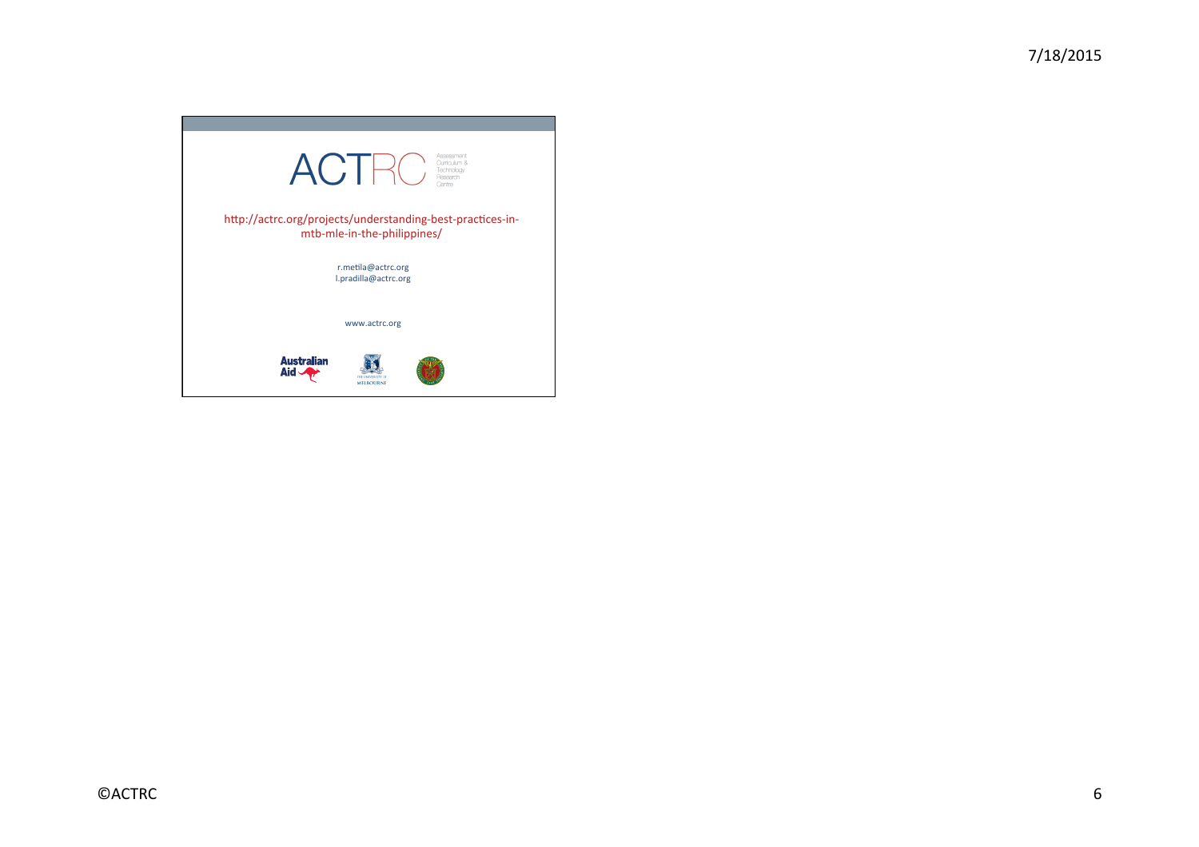ACTRC

Assessment Curriculum & Technology Research Centre

http://actrc.org/projects/understanding-best-practices-in-mtb-mle-in-the-philippines/

r.metila@actrc.org
l.pradilla@actrc.org

www.actrc.org

Australian Aid

THE UNIVERSITY OF MELBOURNE